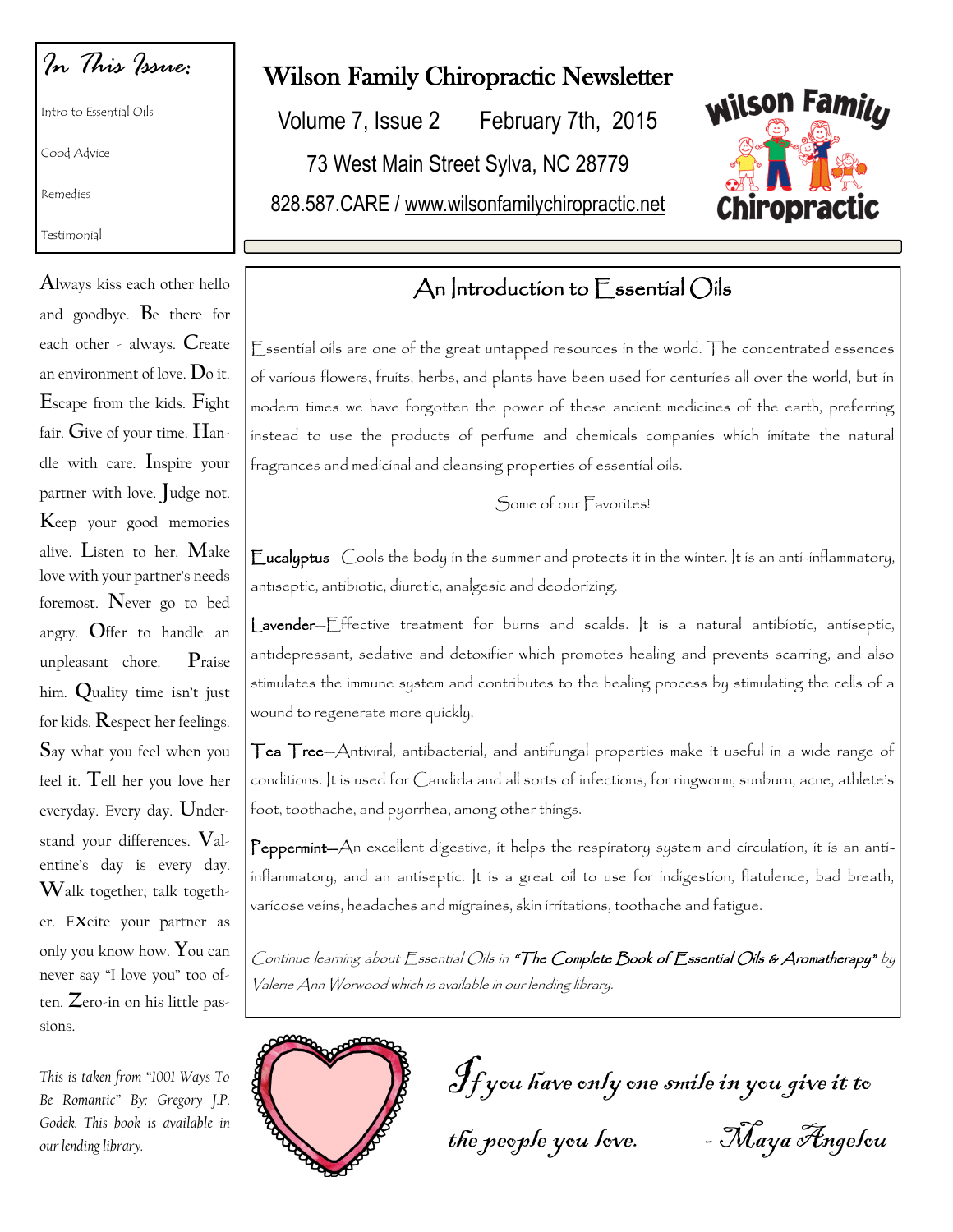# Wilson Family Chiropractic Newsletter

Volume 7, Issue 2 February 7th, 2015

73 West Main Street Sylva, NC 28779

828.587.CARE / www.wilsonfamilychiropractic.net

*In This Issue:*

- Intro to Essential Oils
- Good Advice
- Remedies
- Testimonial

## An Introduction to Essential Oils

Essential oils are one of the great untapped resources in the world. The concentrated essences of various flowers, fruits, herbs, and plants have been used for centuries all over the world, but in modern times we have forgotten the power of these ancient medicines of the earth, preferring instead to use the products of perfume and chemicals companies which imitate the natural fragrances and medicinal and cleansing properties of essential oils.

Some of our Favorites!

**Eucalyptus**—Cools the body in the summer and protects it in the winter. It is an anti-inflammatory, antiseptic, antibiotic, diuretic, analgesic and deodorizing.

**Lavender**—Effective treatment for burns and scalds. It is a natural antibiotic, antiseptic, antidepressant, sedative and detoxifier which promotes healing and prevents scarring, and also stimulates the immune system and contributes to the healing process by stimulating the cells of a wound to regenerate more quickly.

**Tea Tree**—Antiviral, antibacterial, and antifungal properties make it useful in a wide range of conditions. It is used for Candida and all sorts of infections, for ringworm, sunburn, acne, athlete's foot, toothache, and pyorrhea, among other things.

**Peppermint**—An excellent digestive, it helps the respiratory system and circulation, it is an anti-inflammatory, and an antiseptic. It is a great oil to use for indigestion, flatulence, bad breath, varicose veins, headaches and migraines, skin irritations, toothache and fatigue.

*Continue learning about Essential Oils in* ***"The Complete Book of Essential Oils & Aromatherapy"*** *by Valerie Ann Worwood which is available in our lending library.*

Always kiss each other hello and goodbye. Be there for each other - always. Create an environment of love. Do it. Escape from the kids. Fight fair. Give of your time. Handle with care. Inspire your partner with love. Judge not. Keep your good memories alive. Listen to her. Make love with your partner's needs foremost. Never go to bed angry. Offer to handle an unpleasant chore. Praise him. Quality time isn't just for kids. Respect her feelings. Say what you feel when you feel it. Tell her you love her everyday. Every day. Understand your differences. Valentine's day is every day. Walk together; talk together. EXcite your partner as only you know how. You can never say "I love you" too often. Zero-in on his little passions.

*This is taken from "1001 Ways To Be Romantic" By: Gregory J.P. Godek. This book is available in our lending library.*

*If you have only one smile in you give it to the people you love. - Maya Angelou*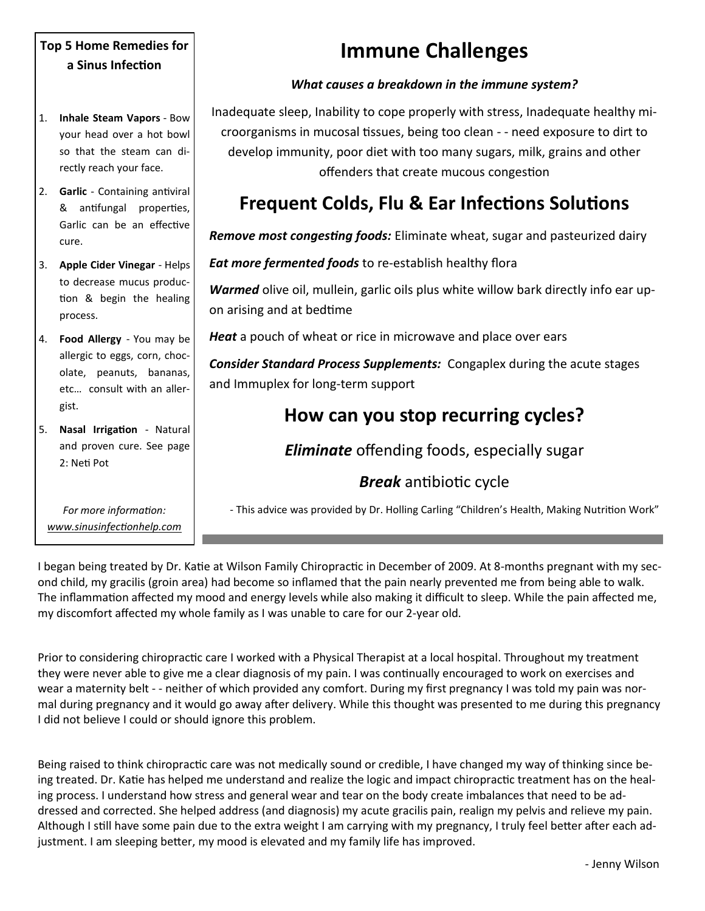## Top 5 Home Remedies for a Sinus Infection

1. **Inhale Steam Vapors** - Bow your head over a hot bowl so that the steam can directly reach your face.
2. **Garlic** - Containing antiviral & antifungal properties, Garlic can be an effective cure.
3. **Apple Cider Vinegar** - Helps to decrease mucus production & begin the healing process.
4. **Food Allergy** - You may be allergic to eggs, corn, chocolate, peanuts, bananas, etc… consult with an allergist.
5. **Nasal Irrigation** - Natural and proven cure. See page 2: Neti Pot

*For more information:*
*www.sinusinfectionhelp.com*

# Immune Challenges

***What causes a breakdown in the immune system?***

Inadequate sleep, Inability to cope properly with stress, Inadequate healthy microorganisms in mucosal tissues, being too clean - - need exposure to dirt to develop immunity, poor diet with too many sugars, milk, grains and other offenders that create mucous congestion

# Frequent Colds, Flu & Ear Infections Solutions

***Remove most congesting foods:*** Eliminate wheat, sugar and pasteurized dairy

***Eat more fermented foods*** to re-establish healthy flora

***Warmed*** olive oil, mullein, garlic oils plus white willow bark directly info ear upon arising and at bedtime

***Heat*** a pouch of wheat or rice in microwave and place over ears

***Consider Standard Process Supplements:*** Congaplex during the acute stages and Immuplex for long-term support

## How can you stop recurring cycles?

***Eliminate*** offending foods, especially sugar

***Break*** antibiotic cycle

- This advice was provided by Dr. Holling Carling "Children's Health, Making Nutrition Work"

---

I began being treated by Dr. Katie at Wilson Family Chiropractic in December of 2009. At 8-months pregnant with my second child, my gracilis (groin area) had become so inflamed that the pain nearly prevented me from being able to walk. The inflammation affected my mood and energy levels while also making it difficult to sleep. While the pain affected me, my discomfort affected my whole family as I was unable to care for our 2-year old.

Prior to considering chiropractic care I worked with a Physical Therapist at a local hospital. Throughout my treatment they were never able to give me a clear diagnosis of my pain. I was continually encouraged to work on exercises and wear a maternity belt - - neither of which provided any comfort. During my first pregnancy I was told my pain was normal during pregnancy and it would go away after delivery. While this thought was presented to me during this pregnancy I did not believe I could or should ignore this problem.

Being raised to think chiropractic care was not medically sound or credible, I have changed my way of thinking since being treated. Dr. Katie has helped me understand and realize the logic and impact chiropractic treatment has on the healing process. I understand how stress and general wear and tear on the body create imbalances that need to be addressed and corrected. She helped address (and diagnosis) my acute gracilis pain, realign my pelvis and relieve my pain. Although I still have some pain due to the extra weight I am carrying with my pregnancy, I truly feel better after each adjustment. I am sleeping better, my mood is elevated and my family life has improved.

- Jenny Wilson